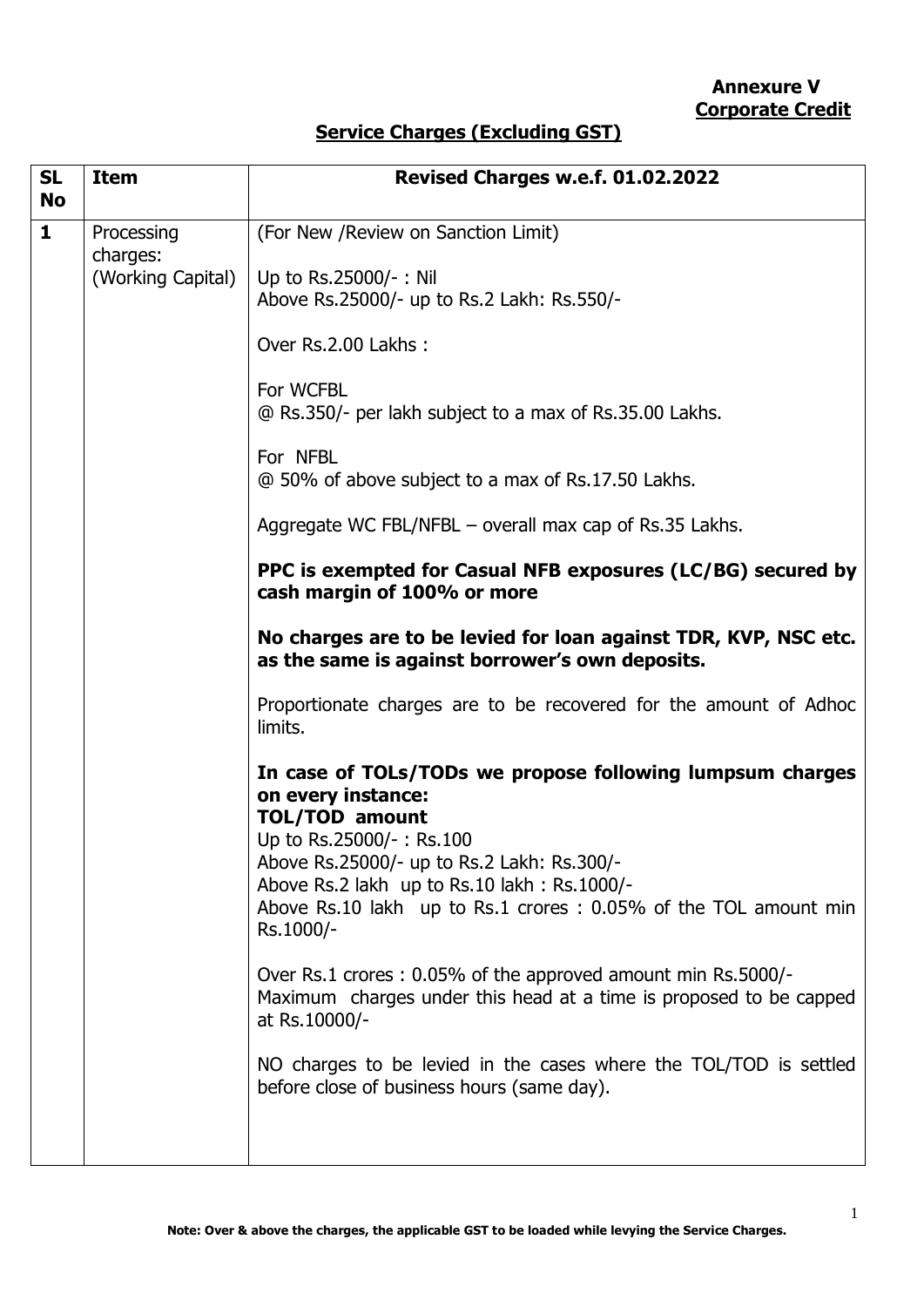**Annexure V**
**Corporate Credit**

## Service Charges (Excluding GST)

| SL No | Item | Revised Charges w.e.f. 01.02.2022 |
|---|---|---|
| 1 | Processing charges: (Working Capital) | (For New /Review on Sanction Limit)<br><br>Up to Rs.25000/- : Nil<br>Above Rs.25000/- up to Rs.2 Lakh: Rs.550/-<br><br>Over Rs.2.00 Lakhs :<br><br>For WCFBL<br>@ Rs.350/- per lakh subject to a max of Rs.35.00 Lakhs.<br><br>For NFBL<br>@ 50% of above subject to a max of Rs.17.50 Lakhs.<br><br>Aggregate WC FBL/NFBL – overall max cap of Rs.35 Lakhs.<br><br>**PPC is exempted for Casual NFB exposures (LC/BG) secured by cash margin of 100% or more**<br><br>**No charges are to be levied for loan against TDR, KVP, NSC etc. as the same is against borrower's own deposits.**<br><br>Proportionate charges are to be recovered for the amount of Adhoc limits.<br><br>**In case of TOLs/TODs we propose following lumpsum charges on every instance:**<br>**TOL/TOD amount**<br>Up to Rs.25000/- : Rs.100<br>Above Rs.25000/- up to Rs.2 Lakh: Rs.300/-<br>Above Rs.2 lakh up to Rs.10 lakh : Rs.1000/-<br>Above Rs.10 lakh up to Rs.1 crores : 0.05% of the TOL amount min Rs.1000/-<br><br>Over Rs.1 crores : 0.05% of the approved amount min Rs.5000/-<br>Maximum charges under this head at a time is proposed to be capped at Rs.10000/-<br><br>NO charges to be levied in the cases where the TOL/TOD is settled before close of business hours (same day). |

**Note: Over & above the charges, the applicable GST to be loaded while levying the Service Charges.**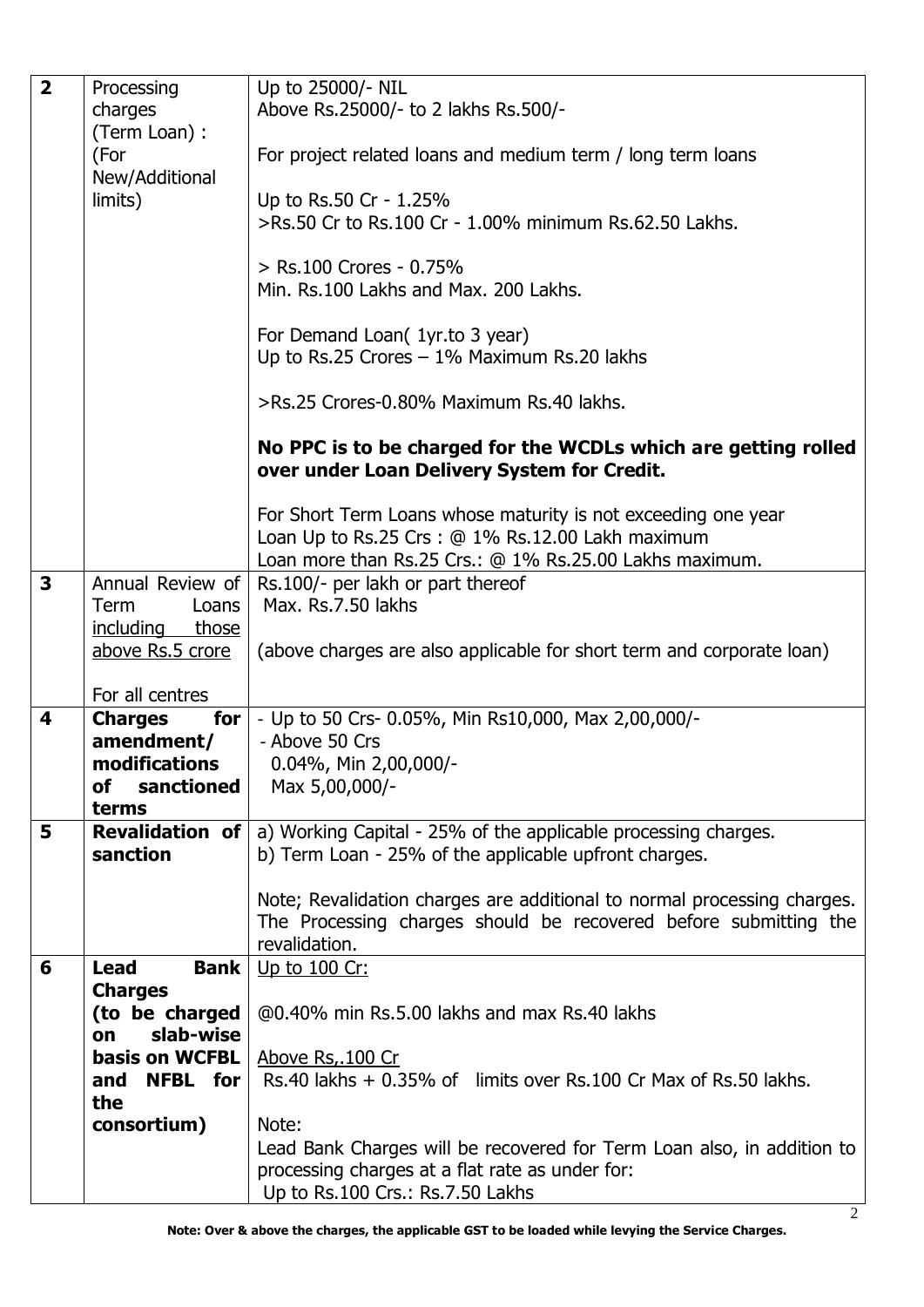| | | |
|---|---|---|
| **2** | Processing charges (Term Loan) : (For New/Additional limits) | Up to 25000/- NIL<br>Above Rs.25000/- to 2 lakhs Rs.500/-<br><br>For project related loans and medium term / long term loans<br><br>Up to Rs.50 Cr - 1.25%<br>>Rs.50 Cr to Rs.100 Cr - 1.00% minimum Rs.62.50 Lakhs.<br><br>> Rs.100 Crores - 0.75%<br>Min. Rs.100 Lakhs and Max. 200 Lakhs.<br><br>For Demand Loan( 1yr.to 3 year)<br>Up to Rs.25 Crores – 1% Maximum Rs.20 lakhs<br><br>>Rs.25 Crores-0.80% Maximum Rs.40 lakhs.<br><br>**No PPC is to be charged for the WCDLs which are getting rolled over under Loan Delivery System for Credit.**<br><br>For Short Term Loans whose maturity is not exceeding one year<br>Loan Up to Rs.25 Crs : @ 1% Rs.12.00 Lakh maximum<br>Loan more than Rs.25 Crs.: @ 1% Rs.25.00 Lakhs maximum. |
| **3** | Annual Review of Term Loans including those above Rs.5 crore<br><br>For all centres | Rs.100/- per lakh or part thereof<br>Max. Rs.7.50 lakhs<br><br>(above charges are also applicable for short term and corporate loan) |
| **4** | **Charges for amendment/ modifications of sanctioned terms** | - Up to 50 Crs- 0.05%, Min Rs10,000, Max 2,00,000/-<br>- Above 50 Crs<br>0.04%, Min 2,00,000/-<br>Max 5,00,000/- |
| **5** | **Revalidation of sanction** | a) Working Capital - 25% of the applicable processing charges.<br>b) Term Loan - 25% of the applicable upfront charges.<br><br>Note; Revalidation charges are additional to normal processing charges. The Processing charges should be recovered before submitting the revalidation. |
| **6** | **Lead Bank Charges (to be charged on slab-wise basis on WCFBL and NFBL for the consortium)** | Up to 100 Cr:<br><br>@0.40% min Rs.5.00 lakhs and max Rs.40 lakhs<br><br>Above Rs,.100 Cr<br>Rs.40 lakhs + 0.35% of limits over Rs.100 Cr Max of Rs.50 lakhs.<br><br>Note:<br>Lead Bank Charges will be recovered for Term Loan also, in addition to processing charges at a flat rate as under for:<br>Up to Rs.100 Crs.: Rs.7.50 Lakhs |

**Note: Over & above the charges, the applicable GST to be loaded while levying the Service Charges.**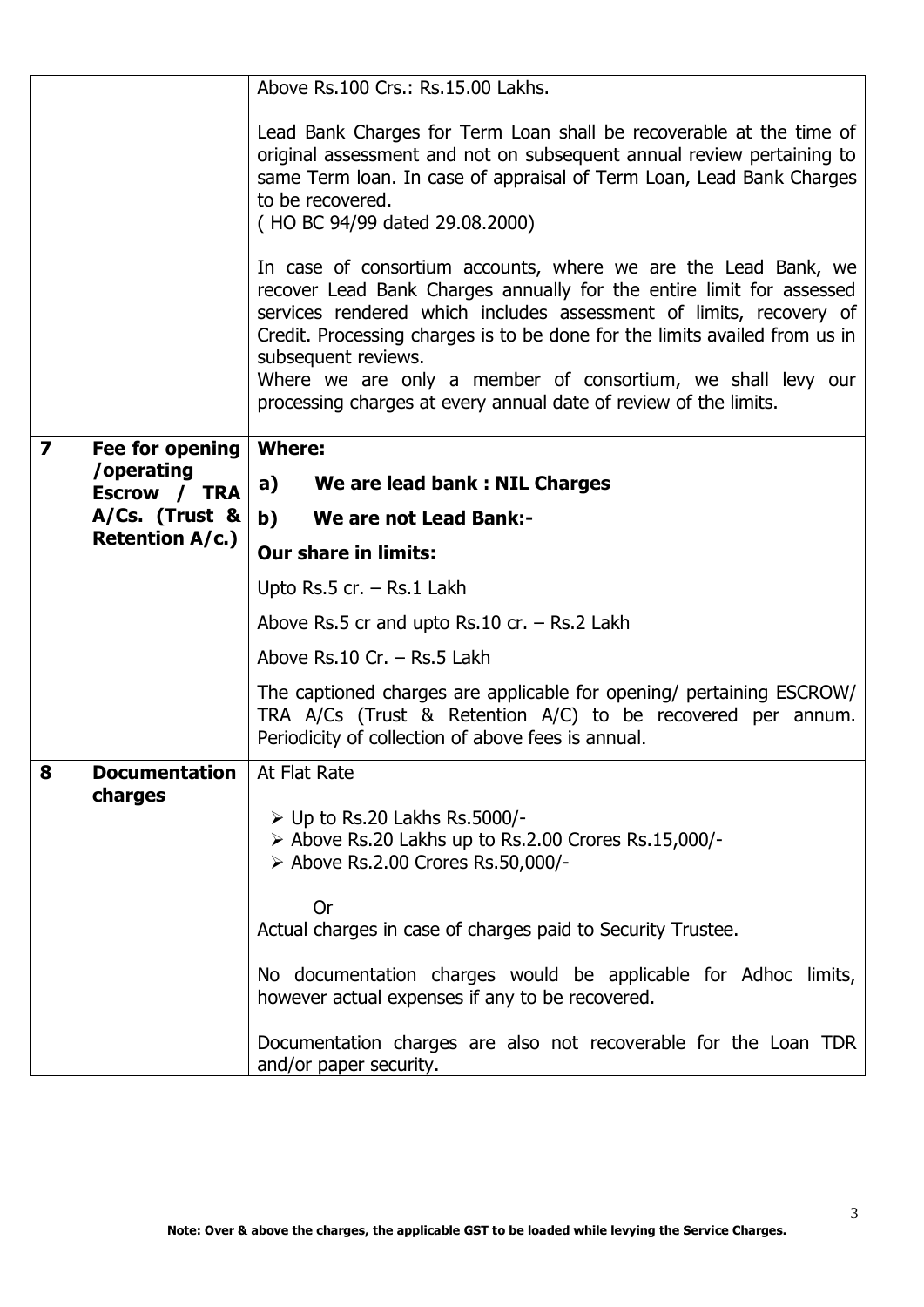| | | |
|---|---|---|
| | | Above Rs.100 Crs.: Rs.15.00 Lakhs.<br><br>Lead Bank Charges for Term Loan shall be recoverable at the time of original assessment and not on subsequent annual review pertaining to same Term loan. In case of appraisal of Term Loan, Lead Bank Charges to be recovered.<br>( HO BC 94/99 dated 29.08.2000)<br><br>In case of consortium accounts, where we are the Lead Bank, we recover Lead Bank Charges annually for the entire limit for assessed services rendered which includes assessment of limits, recovery of Credit. Processing charges is to be done for the limits availed from us in subsequent reviews.<br>Where we are only a member of consortium, we shall levy our processing charges at every annual date of review of the limits. |
| **7** | **Fee for opening /operating Escrow / TRA A/Cs. (Trust & Retention A/c.)** | **Where:**<br>**a) We are lead bank : NIL Charges**<br>**b) We are not Lead Bank:-**<br>**Our share in limits:**<br>Upto Rs.5 cr. – Rs.1 Lakh<br>Above Rs.5 cr and upto Rs.10 cr. – Rs.2 Lakh<br>Above Rs.10 Cr. – Rs.5 Lakh<br>The captioned charges are applicable for opening/ pertaining ESCROW/ TRA A/Cs (Trust & Retention A/C) to be recovered per annum. Periodicity of collection of above fees is annual. |
| **8** | **Documentation charges** | At Flat Rate<br>➢ Up to Rs.20 Lakhs Rs.5000/-<br>➢ Above Rs.20 Lakhs up to Rs.2.00 Crores Rs.15,000/-<br>➢ Above Rs.2.00 Crores Rs.50,000/-<br><br>Or<br>Actual charges in case of charges paid to Security Trustee.<br><br>No documentation charges would be applicable for Adhoc limits, however actual expenses if any to be recovered.<br><br>Documentation charges are also not recoverable for the Loan TDR and/or paper security. |

**Note: Over & above the charges, the applicable GST to be loaded while levying the Service Charges.**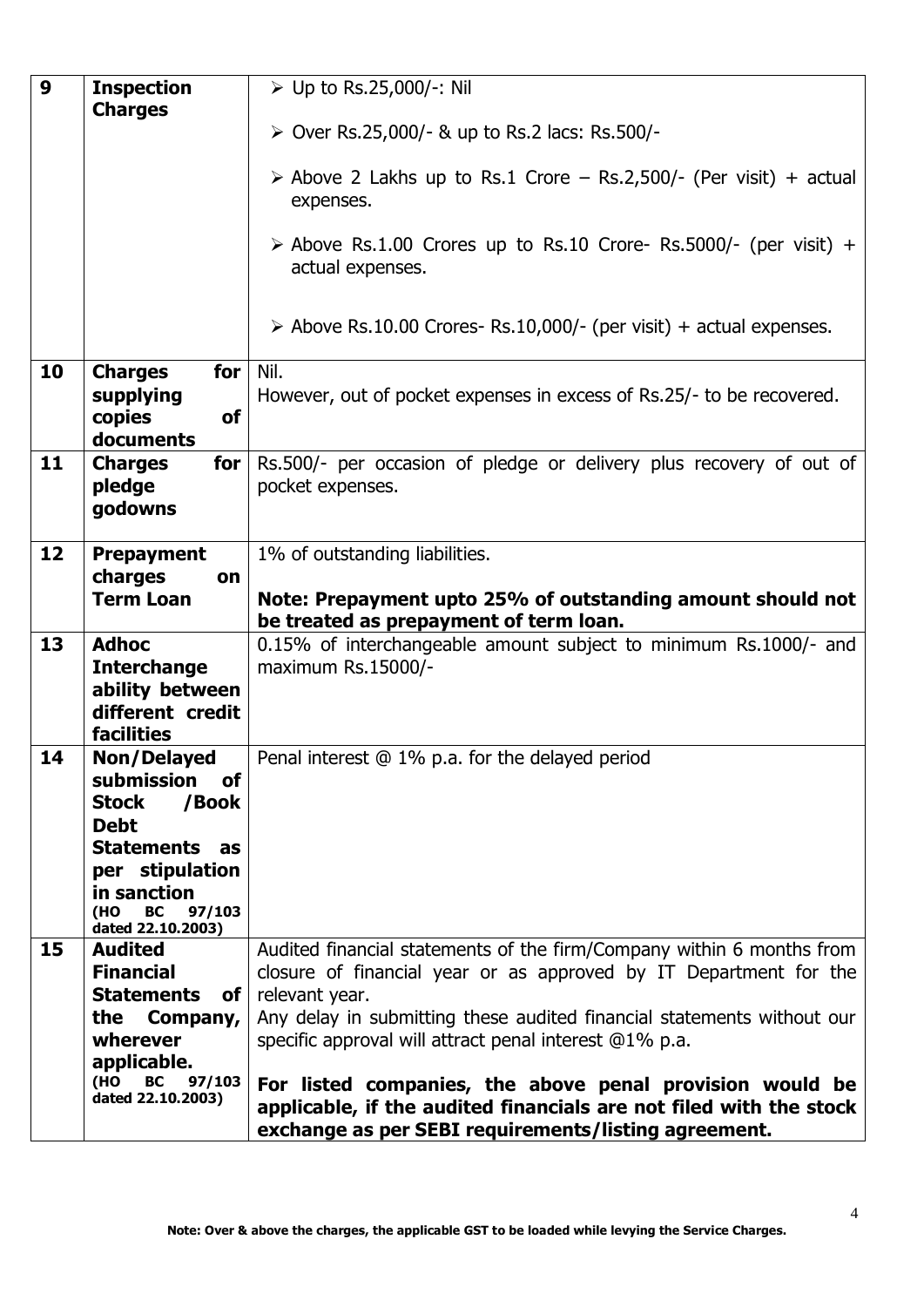| 9 | **Inspection Charges** | ➢ Up to Rs.25,000/-: Nil<br>➢ Over Rs.25,000/- & up to Rs.2 lacs: Rs.500/-<br>➢ Above 2 Lakhs up to Rs.1 Crore – Rs.2,500/- (Per visit) + actual expenses.<br>➢ Above Rs.1.00 Crores up to Rs.10 Crore- Rs.5000/- (per visit) + actual expenses.<br>➢ Above Rs.10.00 Crores- Rs.10,000/- (per visit) + actual expenses. |
|---|---|---|
| 10 | **Charges for supplying copies of documents** | Nil.<br>However, out of pocket expenses in excess of Rs.25/- to be recovered. |
| 11 | **Charges for pledge godowns** | Rs.500/- per occasion of pledge or delivery plus recovery of out of pocket expenses. |
| 12 | **Prepayment charges on Term Loan** | 1% of outstanding liabilities.<br>**Note: Prepayment upto 25% of outstanding amount should not be treated as prepayment of term loan.** |
| 13 | **Adhoc Interchange ability between different credit facilities** | 0.15% of interchangeable amount subject to minimum Rs.1000/- and maximum Rs.15000/- |
| 14 | **Non/Delayed submission of Stock /Book Debt Statements as per stipulation in sanction (HO BC 97/103 dated 22.10.2003)** | Penal interest @ 1% p.a. for the delayed period |
| 15 | **Audited Financial Statements of the Company, wherever applicable. (HO BC 97/103 dated 22.10.2003)** | Audited financial statements of the firm/Company within 6 months from closure of financial year or as approved by IT Department for the relevant year.<br>Any delay in submitting these audited financial statements without our specific approval will attract penal interest @1% p.a.<br>**For listed companies, the above penal provision would be applicable, if the audited financials are not filed with the stock exchange as per SEBI requirements/listing agreement.** |

**Note: Over & above the charges, the applicable GST to be loaded while levying the Service Charges.**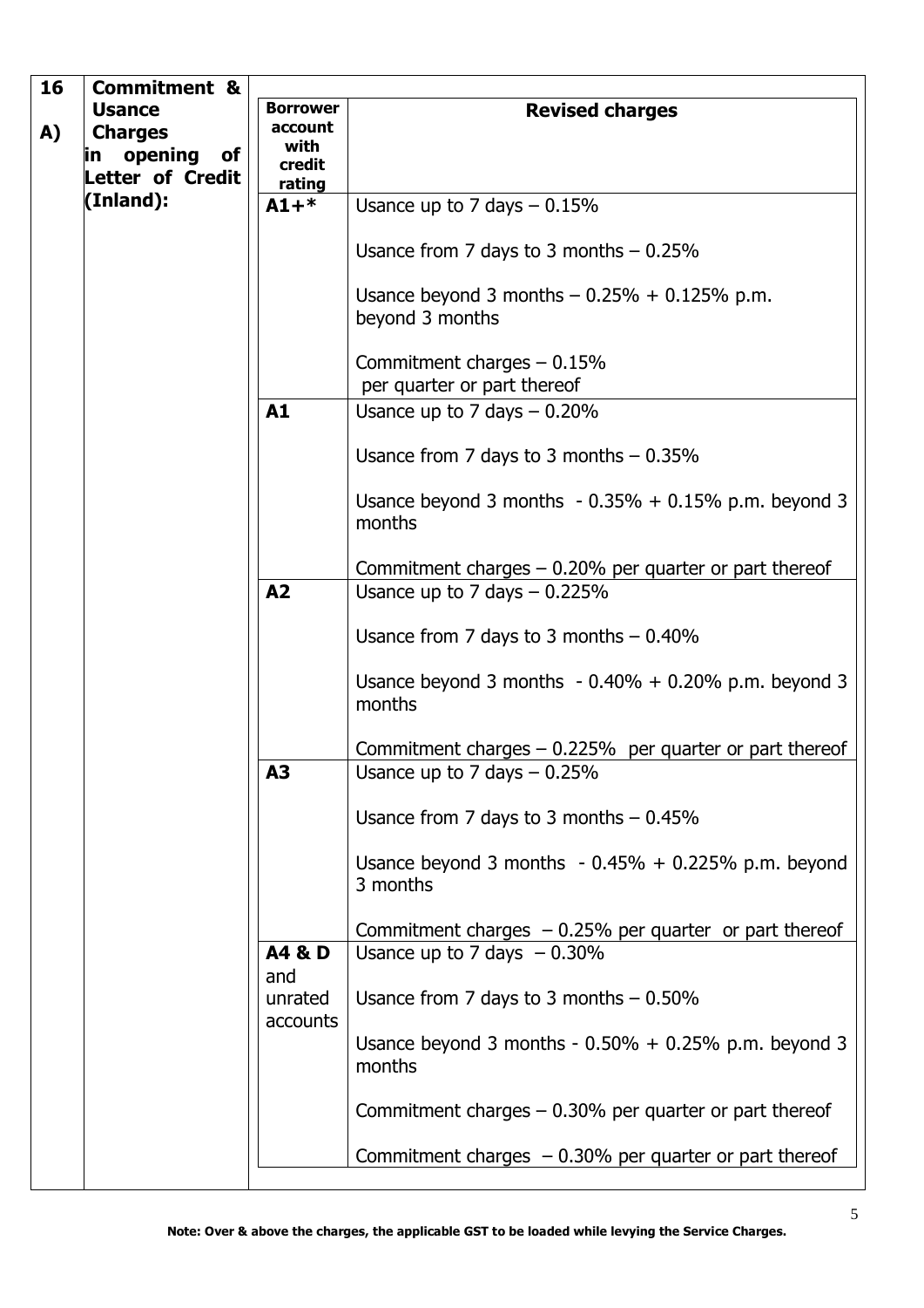| 16 A) | Commitment & Usance Charges in opening of Letter of Credit (Inland): | Borrower account with credit rating | Revised charges |
|---|---|---|---|
| | | A1+* | Usance up to 7 days – 0.15%<br><br>Usance from 7 days to 3 months – 0.25%<br><br>Usance beyond 3 months – 0.25% + 0.125% p.m. beyond 3 months<br><br>Commitment charges – 0.15% per quarter or part thereof |
| | | A1 | Usance up to 7 days – 0.20%<br><br>Usance from 7 days to 3 months – 0.35%<br><br>Usance beyond 3 months - 0.35% + 0.15% p.m. beyond 3 months<br><br>Commitment charges – 0.20% per quarter or part thereof |
| | | A2 | Usance up to 7 days – 0.225%<br><br>Usance from 7 days to 3 months – 0.40%<br><br>Usance beyond 3 months - 0.40% + 0.20% p.m. beyond 3 months<br><br>Commitment charges – 0.225% per quarter or part thereof |
| | | A3 | Usance up to 7 days – 0.25%<br><br>Usance from 7 days to 3 months – 0.45%<br><br>Usance beyond 3 months - 0.45% + 0.225% p.m. beyond 3 months<br><br>Commitment charges – 0.25% per quarter or part thereof |
| | | A4 & D and unrated accounts | Usance up to 7 days – 0.30%<br><br>Usance from 7 days to 3 months – 0.50%<br><br>Usance beyond 3 months - 0.50% + 0.25% p.m. beyond 3 months<br><br>Commitment charges – 0.30% per quarter or part thereof<br><br>Commitment charges – 0.30% per quarter or part thereof |

**Note: Over & above the charges, the applicable GST to be loaded while levying the Service Charges.**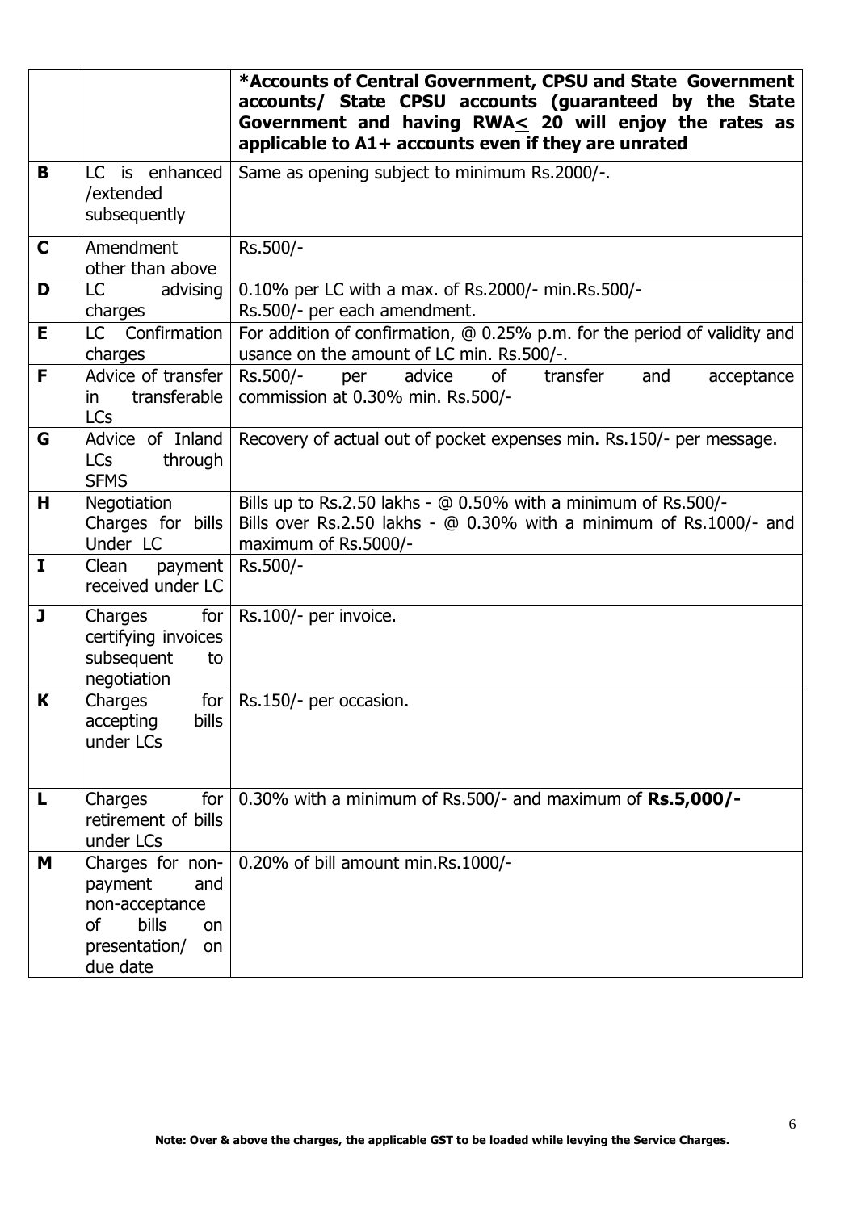| | | ***Accounts of Central Government, CPSU and State Government accounts/ State CPSU accounts (guaranteed by the State Government and having RWA≤ 20 will enjoy the rates as applicable to A1+ accounts even if they are unrated** |
|---|---|---|
| **B** | LC is enhanced /extended subsequently | Same as opening subject to minimum Rs.2000/-. |
| **C** | Amendment other than above | Rs.500/- |
| **D** | LC advising charges | 0.10% per LC with a max. of Rs.2000/- min.Rs.500/-<br>Rs.500/- per each amendment. |
| **E** | LC Confirmation charges | For addition of confirmation, @ 0.25% p.m. for the period of validity and usance on the amount of LC min. Rs.500/-. |
| **F** | Advice of transfer in transferable LCs | Rs.500/- per advice of transfer and acceptance commission at 0.30% min. Rs.500/- |
| **G** | Advice of Inland LCs through SFMS | Recovery of actual out of pocket expenses min. Rs.150/- per message. |
| **H** | Negotiation Charges for bills Under LC | Bills up to Rs.2.50 lakhs - @ 0.50% with a minimum of Rs.500/-<br>Bills over Rs.2.50 lakhs - @ 0.30% with a minimum of Rs.1000/- and maximum of Rs.5000/- |
| **I** | Clean payment received under LC | Rs.500/- |
| **J** | Charges for certifying invoices subsequent to negotiation | Rs.100/- per invoice. |
| **K** | Charges for accepting bills under LCs | Rs.150/- per occasion. |
| **L** | Charges for retirement of bills under LCs | 0.30% with a minimum of Rs.500/- and maximum of **Rs.5,000/-** |
| **M** | Charges for non-payment and non-acceptance of bills on presentation/ on due date | 0.20% of bill amount min.Rs.1000/- |

**Note: Over & above the charges, the applicable GST to be loaded while levying the Service Charges.**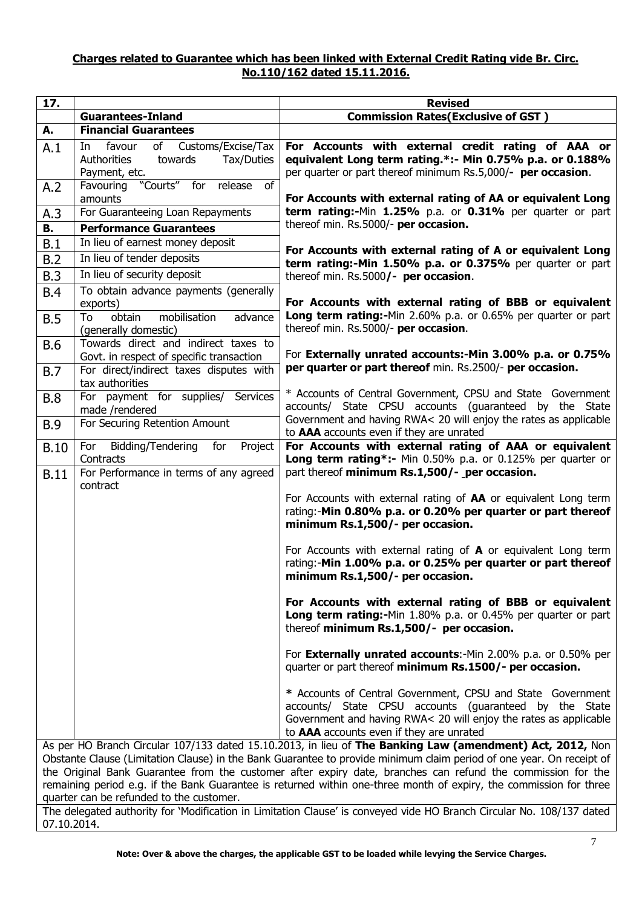**Charges related to Guarantee which has been linked with External Credit Rating vide Br. Circ. No.110/162 dated 15.11.2016.**

| 17. | | Revised |
|---|---|---|
| | **Guarantees-Inland** | **Commission Rates(Exclusive of GST )** |
| **A.** | **Financial Guarantees** | |
| A.1 | In favour of Customs/Excise/Tax Authorities towards Tax/Duties Payment, etc. | **For Accounts with external credit rating of AAA or equivalent Long term rating.*:- Min 0.75% p.a. or 0.188%** per quarter or part thereof minimum Rs.5,000/**- per occasion**.<br><br>**For Accounts with external rating of AA or equivalent Long term rating:-**Min **1.25%** p.a. or **0.31%** per quarter or part thereof min. Rs.5000/- **per occasion.**<br><br>**For Accounts with external rating of A or equivalent Long term rating:-Min 1.50% p.a. or 0.375%** per quarter or part thereof min. Rs.5000**/- per occasion**.<br><br>**For Accounts with external rating of BBB or equivalent Long term rating:-**Min 2.60% p.a. or 0.65% per quarter or part thereof min. Rs.5000/- **per occasion**.<br><br>For **Externally unrated accounts:-Min 3.00% p.a. or 0.75% per quarter or part thereof** min. Rs.2500/- **per occasion.**<br><br>* Accounts of Central Government, CPSU and State Government accounts/ State CPSU accounts (guaranteed by the State Government and having RWA< 20 will enjoy the rates as applicable to **AAA** accounts even if they are unrated |
| A.2 | Favouring "Courts" for release of amounts | |
| A.3 | For Guaranteeing Loan Repayments | |
| **B.** | **Performance Guarantees** | |
| B.1 | In lieu of earnest money deposit | |
| B.2 | In lieu of tender deposits | |
| B.3 | In lieu of security deposit | |
| B.4 | To obtain advance payments (generally exports) | |
| B.5 | To obtain mobilisation advance (generally domestic) | |
| B.6 | Towards direct and indirect taxes to Govt. in respect of specific transaction | |
| B.7 | For direct/indirect taxes disputes with tax authorities | |
| B.8 | For payment for supplies/ Services made /rendered | |
| B.9 | For Securing Retention Amount | |
| B.10 | For Bidding/Tendering for Project Contracts | **For Accounts with external rating of AAA or equivalent Long term rating*:-** Min 0.50% p.a. or 0.125% per quarter or part thereof **minimum Rs.1,500/- per occasion.**<br><br>For Accounts with external rating of **AA** or equivalent Long term rating:-**Min 0.80% p.a. or 0.20% per quarter or part thereof minimum Rs.1,500/- per occasion.**<br><br>For Accounts with external rating of **A** or equivalent Long term rating:-**Min 1.00% p.a. or 0.25% per quarter or part thereof minimum Rs.1,500/- per occasion.**<br><br>**For Accounts with external rating of BBB or equivalent Long term rating:-**Min 1.80% p.a. or 0.45% per quarter or part thereof **minimum Rs.1,500/- per occasion.**<br><br>For **Externally unrated accounts**:-Min 2.00% p.a. or 0.50% per quarter or part thereof **minimum Rs.1500/- per occasion.**<br><br>**\*** Accounts of Central Government, CPSU and State Government accounts/ State CPSU accounts (guaranteed by the State Government and having RWA< 20 will enjoy the rates as applicable to **AAA** accounts even if they are unrated |
| B.11 | For Performance in terms of any agreed contract | |

As per HO Branch Circular 107/133 dated 15.10.2013, in lieu of **The Banking Law (amendment) Act, 2012,** Non Obstante Clause (Limitation Clause) in the Bank Guarantee to provide minimum claim period of one year. On receipt of the Original Bank Guarantee from the customer after expiry date, branches can refund the commission for the remaining period e.g. if the Bank Guarantee is returned within one-three month of expiry, the commission for three quarter can be refunded to the customer.

The delegated authority for 'Modification in Limitation Clause' is conveyed vide HO Branch Circular No. 108/137 dated 07.10.2014.

**Note: Over & above the charges, the applicable GST to be loaded while levying the Service Charges.**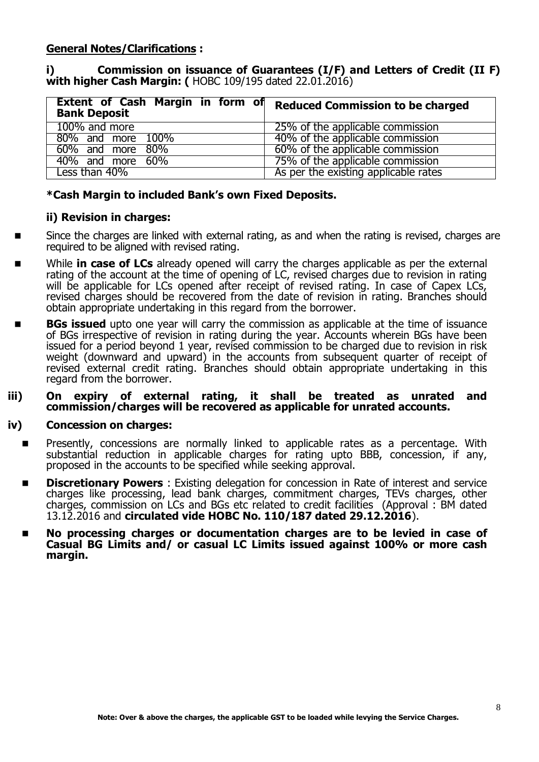## General Notes/Clarifications :

**i) Commission on issuance of Guarantees (I/F) and Letters of Credit (II F) with higher Cash Margin: (** HOBC 109/195 dated 22.01.2016)

| Extent of Cash Margin in form of Bank Deposit | Reduced Commission to be charged |
|---|---|
| 100% and more | 25% of the applicable commission |
| 80% and more 100% | 40% of the applicable commission |
| 60% and more 80% | 60% of the applicable commission |
| 40% and more 60% | 75% of the applicable commission |
| Less than 40% | As per the existing applicable rates |

**\*Cash Margin to included Bank's own Fixed Deposits.**

**ii) Revision in charges:**

- Since the charges are linked with external rating, as and when the rating is revised, charges are required to be aligned with revised rating.
- While **in case of LCs** already opened will carry the charges applicable as per the external rating of the account at the time of opening of LC, revised charges due to revision in rating will be applicable for LCs opened after receipt of revised rating. In case of Capex LCs, revised charges should be recovered from the date of revision in rating. Branches should obtain appropriate undertaking in this regard from the borrower.
- **BGs issued** upto one year will carry the commission as applicable at the time of issuance of BGs irrespective of revision in rating during the year. Accounts wherein BGs have been issued for a period beyond 1 year, revised commission to be charged due to revision in risk weight (downward and upward) in the accounts from subsequent quarter of receipt of revised external credit rating. Branches should obtain appropriate undertaking in this regard from the borrower.

**iii) On expiry of external rating, it shall be treated as unrated and commission/charges will be recovered as applicable for unrated accounts.**

**iv) Concession on charges:**

- Presently, concessions are normally linked to applicable rates as a percentage. With substantial reduction in applicable charges for rating upto BBB, concession, if any, proposed in the accounts to be specified while seeking approval.
- **Discretionary Powers** : Existing delegation for concession in Rate of interest and service charges like processing, lead bank charges, commitment charges, TEVs charges, other charges, commission on LCs and BGs etc related to credit facilities (Approval : BM dated 13.12.2016 and **circulated vide HOBC No. 110/187 dated 29.12.2016**).
- **No processing charges or documentation charges are to be levied in case of Casual BG Limits and/ or casual LC Limits issued against 100% or more cash margin.**

**Note: Over & above the charges, the applicable GST to be loaded while levying the Service Charges.**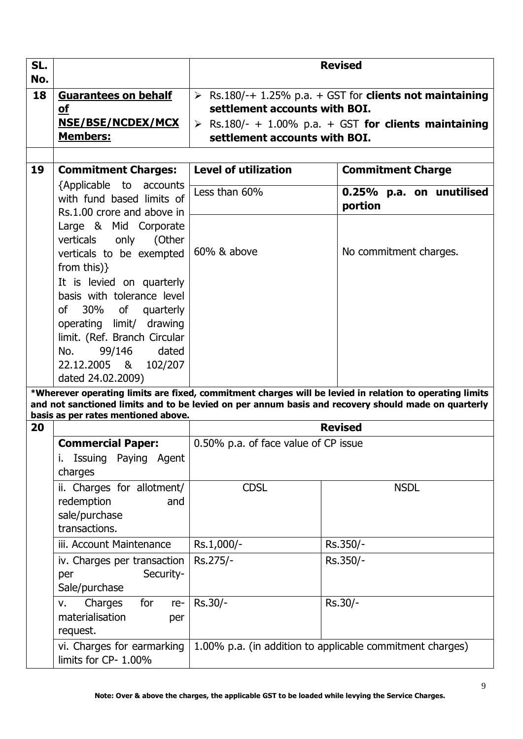| SL. No. | | Revised | |
|---|---|---|---|
| 18 | **Guarantees on behalf of NSE/BSE/NCDEX/MCX Members:** | ➢ Rs.180/-+ 1.25% p.a. + GST for **clients not maintaining settlement accounts with BOI.**<br>➢ Rs.180/- + 1.00% p.a. + GST **for clients maintaining settlement accounts with BOI.** | |
| | | | |
| 19 | **Commitment Charges:**<br>{Applicable to accounts with fund based limits of Rs.1.00 crore and above in Large & Mid Corporate verticals only (Other verticals to be exempted from this)}<br>It is levied on quarterly basis with tolerance level of 30% of quarterly operating limit/ drawing limit. (Ref. Branch Circular No. 99/146 dated 22.12.2005 & 102/207 dated 24.02.2009) | **Level of utilization** | **Commitment Charge** |
| | | Less than 60% | **0.25% p.a. on unutilised portion** |
| | | 60% & above | No commitment charges. |

**\*Wherever operating limits are fixed, commitment charges will be levied in relation to operating limits and not sanctioned limits and to be levied on per annum basis and recovery should made on quarterly basis as per rates mentioned above.**

| 20 | | Revised | |
|---|---|---|---|
| | **Commercial Paper:**<br>i. Issuing Paying Agent charges | 0.50% p.a. of face value of CP issue | |
| | ii. Charges for allotment/ redemption and sale/purchase transactions. | CDSL | NSDL |
| | iii. Account Maintenance | Rs.1,000/- | Rs.350/- |
| | iv. Charges per transaction per Security-Sale/purchase | Rs.275/- | Rs.350/- |
| | v. Charges for re-materialisation per request. | Rs.30/- | Rs.30/- |
| | vi. Charges for earmarking limits for CP- 1.00% | 1.00% p.a. (in addition to applicable commitment charges) | |

**Note: Over & above the charges, the applicable GST to be loaded while levying the Service Charges.**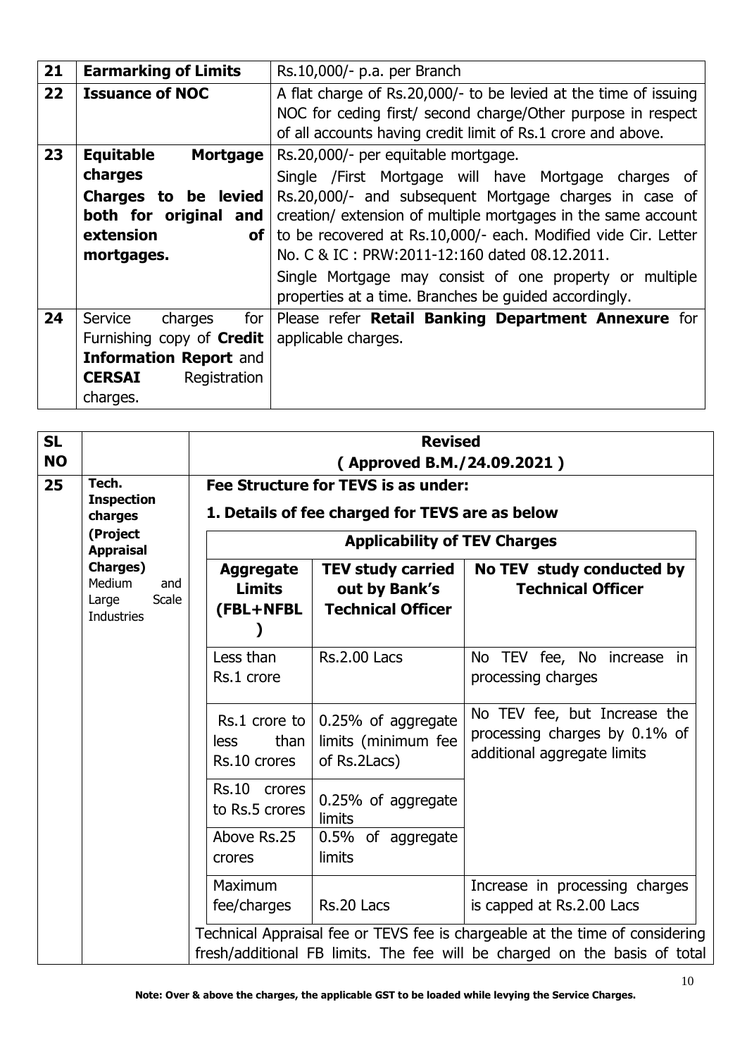| 21 | **Earmarking of Limits** | Rs.10,000/- p.a. per Branch |
|---|---|---|
| 22 | **Issuance of NOC** | A flat charge of Rs.20,000/- to be levied at the time of issuing NOC for ceding first/ second charge/Other purpose in respect of all accounts having credit limit of Rs.1 crore and above. |
| 23 | **Equitable Mortgage charges** **Charges to be levied both for original and extension of mortgages.** | Rs.20,000/- per equitable mortgage. Single /First Mortgage will have Mortgage charges of Rs.20,000/- and subsequent Mortgage charges in case of creation/ extension of multiple mortgages in the same account to be recovered at Rs.10,000/- each. Modified vide Cir. Letter No. C & IC : PRW:2011-12:160 dated 08.12.2011. Single Mortgage may consist of one property or multiple properties at a time. Branches be guided accordingly. |
| 24 | Service charges for Furnishing copy of **Credit Information Report** and **CERSAI** Registration charges. | Please refer **Retail Banking Department Annexure** for applicable charges. |

| SL NO | | Revised ( Approved B.M./24.09.2021 ) |
|---|---|---|
| 25 | **Tech. Inspection charges (Project Appraisal Charges)** Medium and Large Scale Industries | **Fee Structure for TEVS is as under:** **1. Details of fee charged for TEVS are as below** |

**Applicability of TEV Charges**

| Aggregate Limits (FBL+NFBL) | TEV study carried out by Bank's Technical Officer | No TEV study conducted by Technical Officer |
|---|---|---|
| Less than Rs.1 crore | Rs.2.00 Lacs | No TEV fee, No increase in processing charges |
| Rs.1 crore to less than Rs.10 crores | 0.25% of aggregate limits (minimum fee of Rs.2Lacs) | No TEV fee, but Increase the processing charges by 0.1% of additional aggregate limits |
| Rs.10 crores to Rs.5 crores | 0.25% of aggregate limits | |
| Above Rs.25 crores | 0.5% of aggregate limits | |
| Maximum fee/charges | Rs.20 Lacs | Increase in processing charges is capped at Rs.2.00 Lacs |

Technical Appraisal fee or TEVS fee is chargeable at the time of considering fresh/additional FB limits. The fee will be charged on the basis of total

**Note: Over & above the charges, the applicable GST to be loaded while levying the Service Charges.**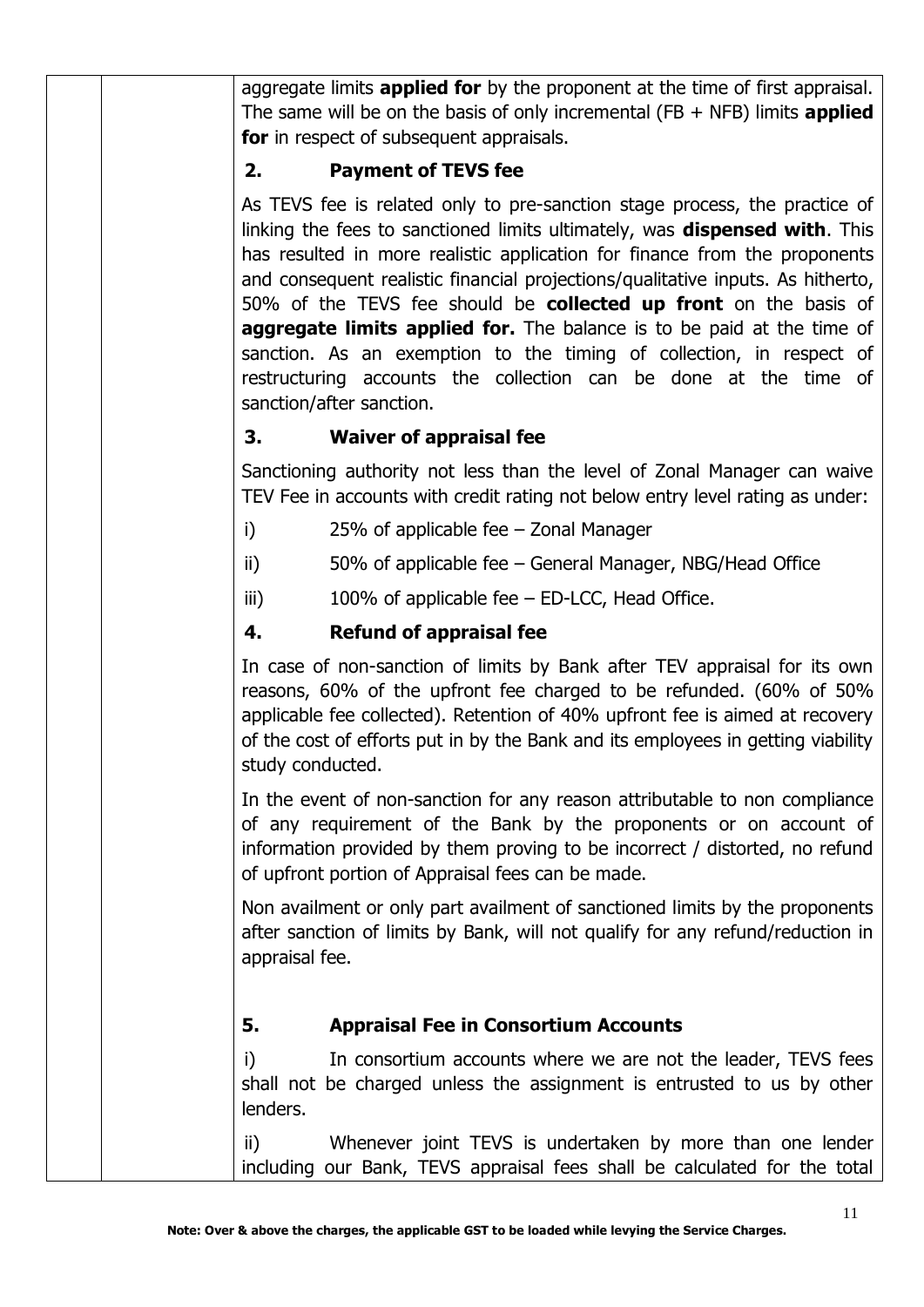aggregate limits **applied for** by the proponent at the time of first appraisal. The same will be on the basis of only incremental (FB + NFB) limits **applied for** in respect of subsequent appraisals.

**2. Payment of TEVS fee**

As TEVS fee is related only to pre-sanction stage process, the practice of linking the fees to sanctioned limits ultimately, was **dispensed with**. This has resulted in more realistic application for finance from the proponents and consequent realistic financial projections/qualitative inputs. As hitherto, 50% of the TEVS fee should be **collected up front** on the basis of **aggregate limits applied for.** The balance is to be paid at the time of sanction. As an exemption to the timing of collection, in respect of restructuring accounts the collection can be done at the time of sanction/after sanction.

**3. Waiver of appraisal fee**

Sanctioning authority not less than the level of Zonal Manager can waive TEV Fee in accounts with credit rating not below entry level rating as under:

i) 25% of applicable fee – Zonal Manager

ii) 50% of applicable fee – General Manager, NBG/Head Office

iii) 100% of applicable fee – ED-LCC, Head Office.

**4. Refund of appraisal fee**

In case of non-sanction of limits by Bank after TEV appraisal for its own reasons, 60% of the upfront fee charged to be refunded. (60% of 50% applicable fee collected). Retention of 40% upfront fee is aimed at recovery of the cost of efforts put in by the Bank and its employees in getting viability study conducted.

In the event of non-sanction for any reason attributable to non compliance of any requirement of the Bank by the proponents or on account of information provided by them proving to be incorrect / distorted, no refund of upfront portion of Appraisal fees can be made.

Non availment or only part availment of sanctioned limits by the proponents after sanction of limits by Bank, will not qualify for any refund/reduction in appraisal fee.

**5. Appraisal Fee in Consortium Accounts**

i) In consortium accounts where we are not the leader, TEVS fees shall not be charged unless the assignment is entrusted to us by other lenders.

ii) Whenever joint TEVS is undertaken by more than one lender including our Bank, TEVS appraisal fees shall be calculated for the total

**Note: Over & above the charges, the applicable GST to be loaded while levying the Service Charges.**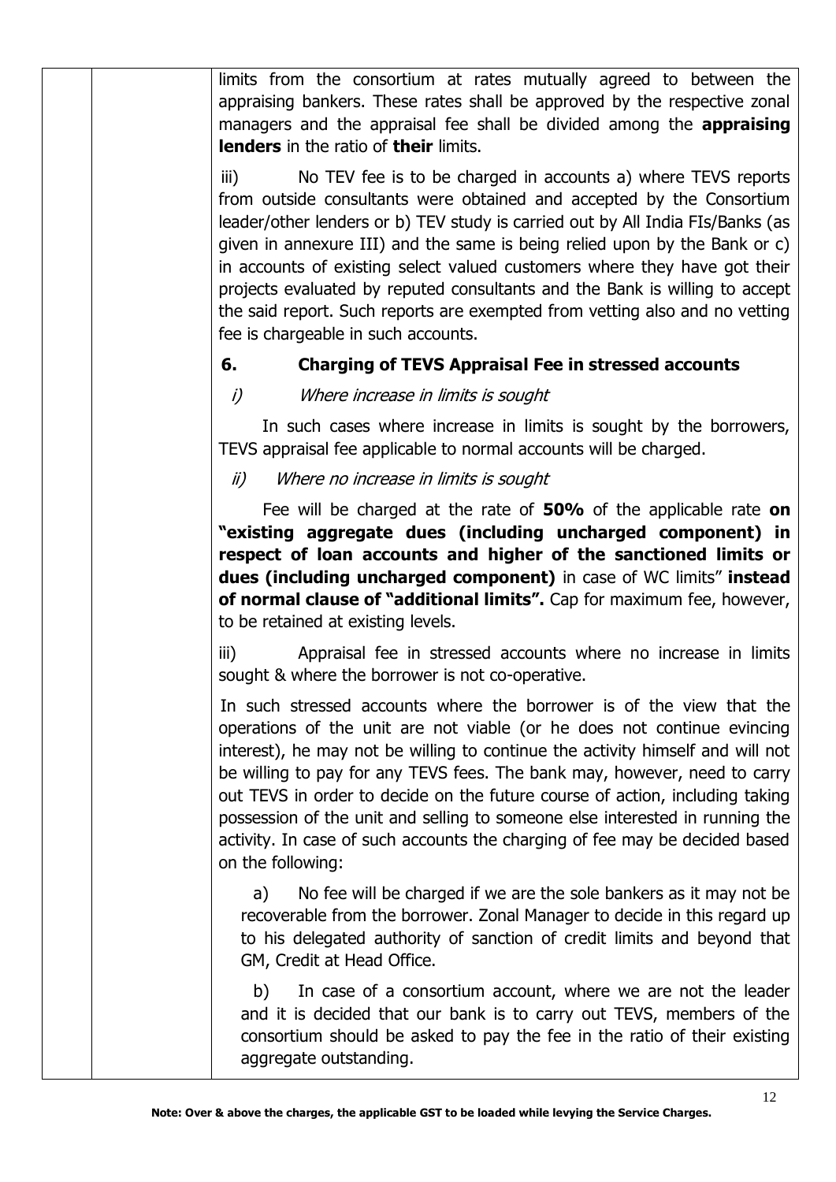limits from the consortium at rates mutually agreed to between the appraising bankers. These rates shall be approved by the respective zonal managers and the appraisal fee shall be divided among the **appraising lenders** in the ratio of **their** limits.

iii) No TEV fee is to be charged in accounts a) where TEVS reports from outside consultants were obtained and accepted by the Consortium leader/other lenders or b) TEV study is carried out by All India FIs/Banks (as given in annexure III) and the same is being relied upon by the Bank or c) in accounts of existing select valued customers where they have got their projects evaluated by reputed consultants and the Bank is willing to accept the said report. Such reports are exempted from vetting also and no vetting fee is chargeable in such accounts.

**6. Charging of TEVS Appraisal Fee in stressed accounts**

*i) Where increase in limits is sought*

In such cases where increase in limits is sought by the borrowers, TEVS appraisal fee applicable to normal accounts will be charged.

*ii) Where no increase in limits is sought*

Fee will be charged at the rate of **50%** of the applicable rate **on "existing aggregate dues (including uncharged component) in respect of loan accounts and higher of the sanctioned limits or dues (including uncharged component)** in case of WC limits" **instead of normal clause of "additional limits".** Cap for maximum fee, however, to be retained at existing levels.

iii) Appraisal fee in stressed accounts where no increase in limits sought & where the borrower is not co-operative.

In such stressed accounts where the borrower is of the view that the operations of the unit are not viable (or he does not continue evincing interest), he may not be willing to continue the activity himself and will not be willing to pay for any TEVS fees. The bank may, however, need to carry out TEVS in order to decide on the future course of action, including taking possession of the unit and selling to someone else interested in running the activity. In case of such accounts the charging of fee may be decided based on the following:

a) No fee will be charged if we are the sole bankers as it may not be recoverable from the borrower. Zonal Manager to decide in this regard up to his delegated authority of sanction of credit limits and beyond that GM, Credit at Head Office.

b) In case of a consortium account, where we are not the leader and it is decided that our bank is to carry out TEVS, members of the consortium should be asked to pay the fee in the ratio of their existing aggregate outstanding.

**Note: Over & above the charges, the applicable GST to be loaded while levying the Service Charges.**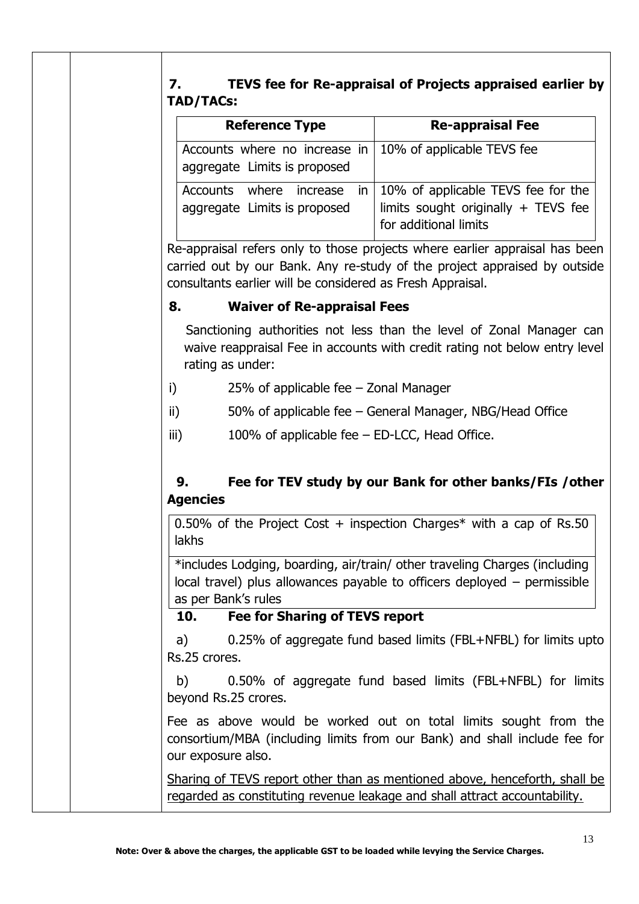### 7. TEVS fee for Re-appraisal of Projects appraised earlier by TAD/TACs:

| Reference Type | Re-appraisal Fee |
| --- | --- |
| Accounts where no increase in aggregate Limits is proposed | 10% of applicable TEVS fee |
| Accounts where increase in aggregate Limits is proposed | 10% of applicable TEVS fee for the limits sought originally + TEVS fee for additional limits |

Re-appraisal refers only to those projects where earlier appraisal has been carried out by our Bank. Any re-study of the project appraised by outside consultants earlier will be considered as Fresh Appraisal.

### 8. Waiver of Re-appraisal Fees

Sanctioning authorities not less than the level of Zonal Manager can waive reappraisal Fee in accounts with credit rating not below entry level rating as under:

i) 25% of applicable fee – Zonal Manager

ii) 50% of applicable fee – General Manager, NBG/Head Office

iii) 100% of applicable fee – ED-LCC, Head Office.

### 9. Fee for TEV study by our Bank for other banks/FIs /other Agencies

0.50% of the Project Cost + inspection Charges* with a cap of Rs.50 lakhs

*includes Lodging, boarding, air/train/ other traveling Charges (including local travel) plus allowances payable to officers deployed – permissible as per Bank's rules

### 10. Fee for Sharing of TEVS report

a) 0.25% of aggregate fund based limits (FBL+NFBL) for limits upto Rs.25 crores.

b) 0.50% of aggregate fund based limits (FBL+NFBL) for limits beyond Rs.25 crores.

Fee as above would be worked out on total limits sought from the consortium/MBA (including limits from our Bank) and shall include fee for our exposure also.

Sharing of TEVS report other than as mentioned above, henceforth, shall be regarded as constituting revenue leakage and shall attract accountability.

**Note: Over & above the charges, the applicable GST to be loaded while levying the Service Charges.**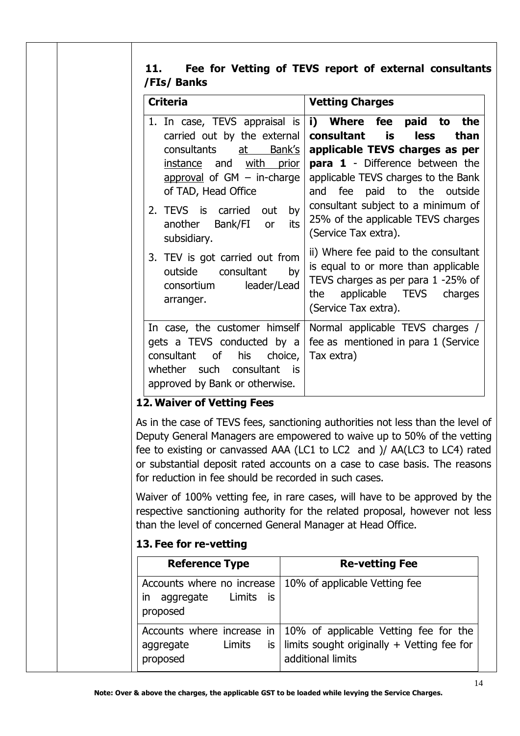## 11. Fee for Vetting of TEVS report of external consultants /FIs/ Banks

| Criteria | Vetting Charges |
|---|---|
| 1. In case, TEVS appraisal is carried out by the external consultants <u>at Bank's instance</u> and <u>with prior approval</u> of GM – in-charge of TAD, Head Office<br>2. TEVS is carried out by another Bank/FI or its subsidiary.<br>3. TEV is got carried out from outside consultant by consortium leader/Lead arranger. | **i) Where fee paid to the consultant is less than applicable TEVS charges as per para 1** - Difference between the applicable TEVS charges to the Bank and fee paid to the outside consultant subject to a minimum of 25% of the applicable TEVS charges (Service Tax extra).<br>ii) Where fee paid to the consultant is equal to or more than applicable TEVS charges as per para 1 -25% of the applicable TEVS charges (Service Tax extra). |
| In case, the customer himself gets a TEVS conducted by a consultant of his choice, whether such consultant is approved by Bank or otherwise. | Normal applicable TEVS charges / fee as mentioned in para 1 (Service Tax extra) |

### 12. Waiver of Vetting Fees

As in the case of TEVS fees, sanctioning authorities not less than the level of Deputy General Managers are empowered to waive up to 50% of the vetting fee to existing or canvassed AAA (LC1 to LC2 and )/ AA(LC3 to LC4) rated or substantial deposit rated accounts on a case to case basis. The reasons for reduction in fee should be recorded in such cases.

Waiver of 100% vetting fee, in rare cases, will have to be approved by the respective sanctioning authority for the related proposal, however not less than the level of concerned General Manager at Head Office.

### 13. Fee for re-vetting

| Reference Type | Re-vetting Fee |
|---|---|
| Accounts where no increase in aggregate Limits is proposed | 10% of applicable Vetting fee |
| Accounts where increase in aggregate Limits is proposed | 10% of applicable Vetting fee for the limits sought originally + Vetting fee for additional limits |

**Note: Over & above the charges, the applicable GST to be loaded while levying the Service Charges.**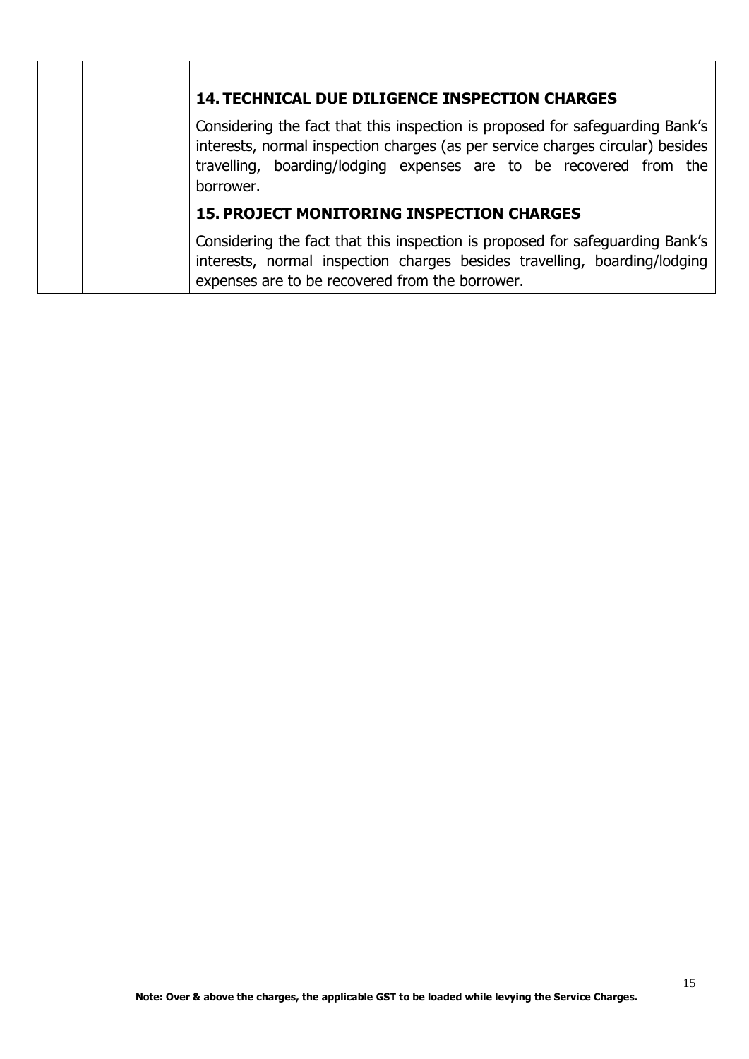| | | |
|---|---|---|
| | | **14. TECHNICAL DUE DILIGENCE INSPECTION CHARGES**<br><br>Considering the fact that this inspection is proposed for safeguarding Bank's interests, normal inspection charges (as per service charges circular) besides travelling, boarding/lodging expenses are to be recovered from the borrower.<br><br>**15. PROJECT MONITORING INSPECTION CHARGES**<br><br>Considering the fact that this inspection is proposed for safeguarding Bank's interests, normal inspection charges besides travelling, boarding/lodging expenses are to be recovered from the borrower. |

**Note: Over & above the charges, the applicable GST to be loaded while levying the Service Charges.**